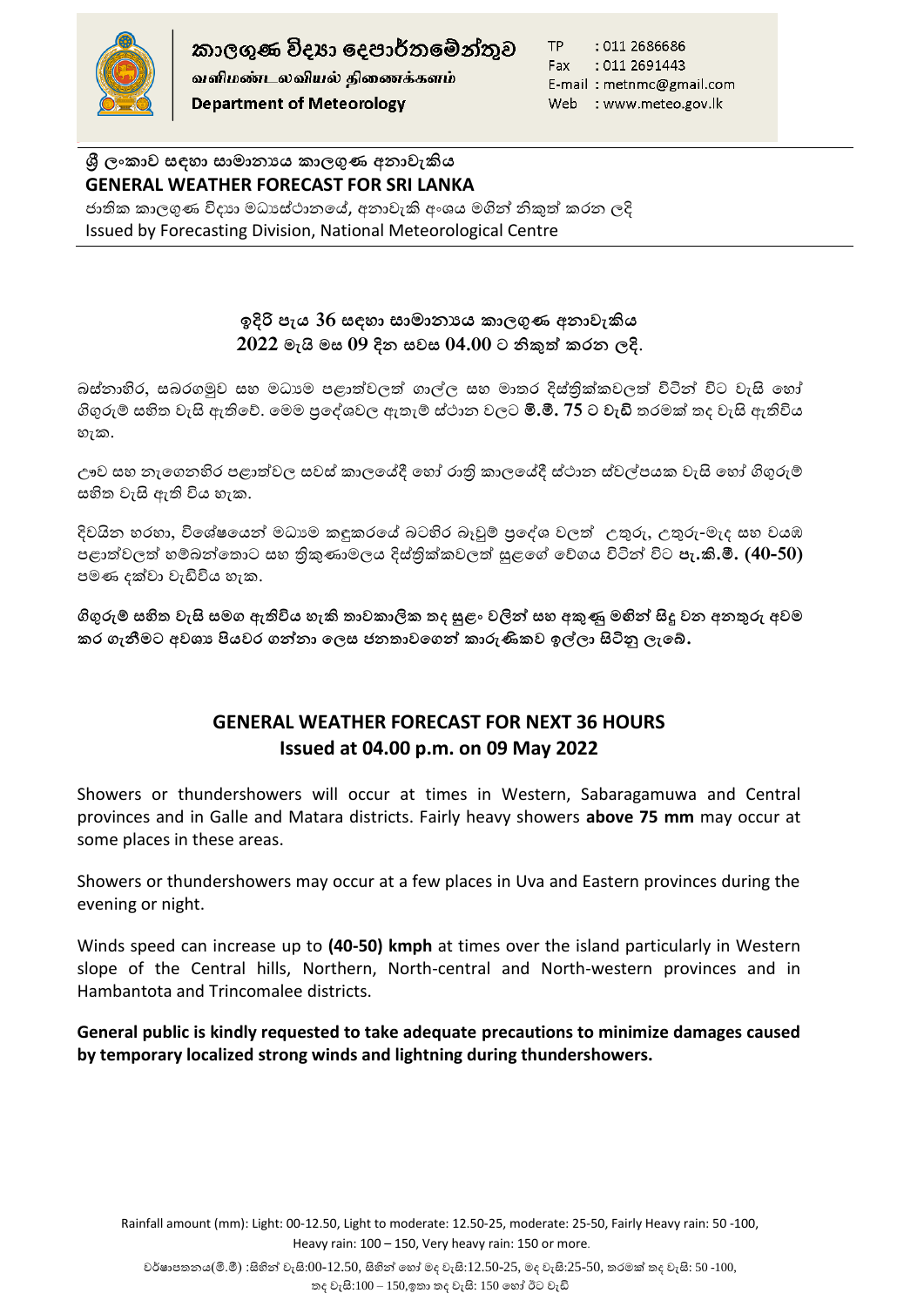කාලගුණ විද්‍යා දෙපාර්තමේන්තුව
வளிமண்டலவியல் திணைக்களம்
Department of Meteorology

TP : 011 2686686
Fax : 011 2691443
E-mail : metnmc@gmail.com
Web : www.meteo.gov.lk

## ශ්‍රී ලංකාව සඳහා සාමාන්‍යය කාලගුණ අනාවැකිය
## GENERAL WEATHER FORECAST FOR SRI LANKA

ජාතික කාලගුණ විද්‍යා මධ්‍යස්ථානයේ, අනාවැකි අංශය මගින් නිකුත් කරන ලදි
Issued by Forecasting Division, National Meteorological Centre

### ඉදිරි පැය 36 සඳහා සාමාන්‍යය කාලගුණ අනාවැකිය
### 2022 මැයි මස 09 දින සවස 04.00 ට නිකුත් කරන ලදි.

බස්නාහිර, සබරගමුව සහ මධ්‍යම පළාත්වලත් ගාල්ල සහ මාතර දිස්ත්‍රික්කවලත් විටින් විට වැසි හෝ ගිගුරුම් සහිත වැසි ඇතිවේ. මෙම ප්‍රදේශවල ඇතැම් ස්ථාන වලට **මි.මී. 75** ට **වැඩි** තරමක් තද වැසි ඇතිවිය හැක.

ඌව සහ නැගෙනහිර පළාත්වල සවස් කාලයේදී හෝ රාත්‍රි කාලයේදී ස්ථාන ස්වල්පයක වැසි හෝ ගිගුරුම් සහිත වැසි ඇති විය හැක.

දිවයින හරහා, විශේෂයෙන් මධ්‍යම කඳුකරයේ බටහිර බෑවුම් ප්‍රදේශ වලත් උතුරු, උතුරු-මැද සහ වයඹ පළාත්වලත් හම්බන්තොට සහ ත්‍රිකුණාමලය දිස්ත්‍රික්කවලත් සුළගේ වේගය විටින් විට **පැ.කි.මී. (40-50)** පමණ දක්වා වැඩිවිය හැක.

**ගිගුරුම් සහිත වැසි සමග ඇතිවිය හැකි තාවකාලික තද සුළං වලින් සහ අකුණු මගින් සිදු වන අනතුරු අවම කර ගැනීමට අවශ්‍ය පියවර ගන්නා ලෙස ජනතාවගෙන් කාරුණිකව ඉල්ලා සිටිනු ලැබේ.**

## GENERAL WEATHER FORECAST FOR NEXT 36 HOURS
## Issued at 04.00 p.m. on 09 May 2022

Showers or thundershowers will occur at times in Western, Sabaragamuwa and Central provinces and in Galle and Matara districts. Fairly heavy showers **above 75 mm** may occur at some places in these areas.

Showers or thundershowers may occur at a few places in Uva and Eastern provinces during the evening or night.

Winds speed can increase up to **(40-50) kmph** at times over the island particularly in Western slope of the Central hills, Northern, North-central and North-western provinces and in Hambantota and Trincomalee districts.

**General public is kindly requested to take adequate precautions to minimize damages caused by temporary localized strong winds and lightning during thundershowers.**

Rainfall amount (mm): Light: 00-12.50, Light to moderate: 12.50-25, moderate: 25-50, Fairly Heavy rain: 50 -100, Heavy rain: 100 – 150, Very heavy rain: 150 or more.

වර්ෂාපතනය(මි.මී) :සිහින් වැසි:00-12.50, සිහින් හෝ මද වැසි:12.50-25, මද වැසි:25-50, තරමක් තද වැසි: 50 -100, තද වැසි:100 – 150,ඉතා තද වැසි: 150 හෝ ඊට වැඩි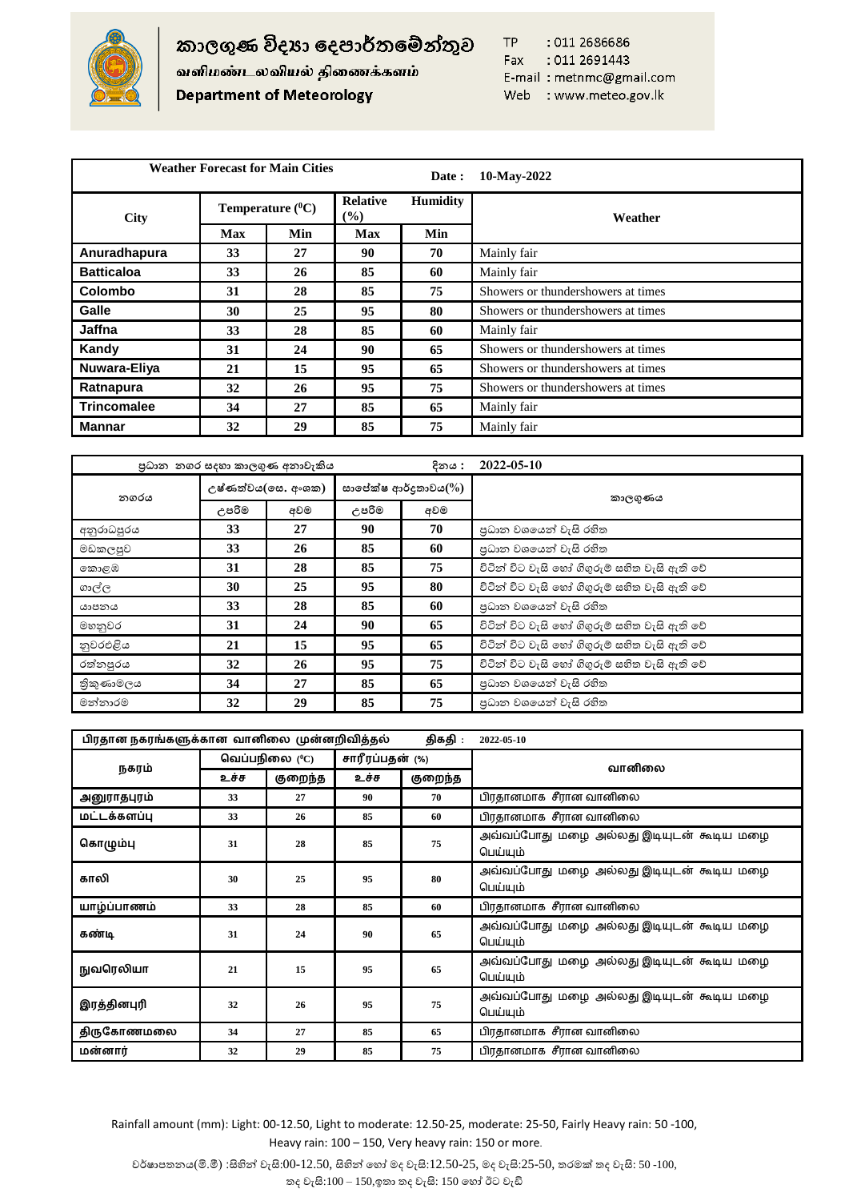# කාලගුණ විද්‍යා දෙපාර්තමේන්තුව
# வளிமண்டலவியல் திணைக்களம்
# Department of Meteorology

TP : 011 2686686
Fax : 011 2691443
E-mail : metnmc@gmail.com
Web : www.meteo.gov.lk

| Weather Forecast for Main Cities | | Date : | 10-May-2022 | | |
|---|---|---|---|---|---|
| City | Temperature ($^0$C) | | Relative Humidity (%) | | Weather |
| | Max | Min | Max | Min | |
| Anuradhapura | 33 | 27 | 90 | 70 | Mainly fair |
| Batticaloa | 33 | 26 | 85 | 60 | Mainly fair |
| Colombo | 31 | 28 | 85 | 75 | Showers or thundershowers at times |
| Galle | 30 | 25 | 95 | 80 | Showers or thundershowers at times |
| Jaffna | 33 | 28 | 85 | 60 | Mainly fair |
| Kandy | 31 | 24 | 90 | 65 | Showers or thundershowers at times |
| Nuwara-Eliya | 21 | 15 | 95 | 65 | Showers or thundershowers at times |
| Ratnapura | 32 | 26 | 95 | 75 | Showers or thundershowers at times |
| Trincomalee | 34 | 27 | 85 | 65 | Mainly fair |
| Mannar | 32 | 29 | 85 | 75 | Mainly fair |

| ප්‍රධාන නගර සඳහා කාලගුණ අනාවැකිය | | දිනය : | 2022-05-10 | | |
|---|---|---|---|---|---|
| නගරය | උෂ්ණත්වය(සෙ. අංශක) | | සාපේක්ෂ ආර්ද්‍රතාවය(%) | | කාලගුණය |
| | උපරිම | අවම | උපරිම | අවම | |
| අනුරාධපුරය | 33 | 27 | 90 | 70 | ප්‍රධාන වශයෙන් වැසි රහිත |
| මඩකලපුව | 33 | 26 | 85 | 60 | ප්‍රධාන වශයෙන් වැසි රහිත |
| කොළඹ | 31 | 28 | 85 | 75 | විටින් විට වැසි හෝ ගිගුරුම් සහිත වැසි ඇති වේ |
| ගාල්ල | 30 | 25 | 95 | 80 | විටින් විට වැසි හෝ ගිගුරුම් සහිත වැසි ඇති වේ |
| යාපනය | 33 | 28 | 85 | 60 | ප්‍රධාන වශයෙන් වැසි රහිත |
| මහනුවර | 31 | 24 | 90 | 65 | විටින් විට වැසි හෝ ගිගුරුම් සහිත වැසි ඇති වේ |
| නුවරඑළිය | 21 | 15 | 95 | 65 | විටින් විට වැසි හෝ ගිගුරුම් සහිත වැසි ඇති වේ |
| රත්නපුරය | 32 | 26 | 95 | 75 | විටින් විට වැසි හෝ ගිගුරුම් සහිත වැසි ඇති වේ |
| ත්‍රිකුණාමලය | 34 | 27 | 85 | 65 | ප්‍රධාන වශයෙන් වැසි රහිත |
| මන්නාරම | 32 | 29 | 85 | 75 | ප්‍රධාන වශයෙන් වැසි රහිත |

| பிரதான நகரங்களுக்கான வானிலை முன்னறிவித்தல் | | திகதி : | 2022-05-10 | | |
|---|---|---|---|---|---|
| நகரம் | வெப்பநிலை ($^0$C) | | சாரீரப்பதன் (%) | | வானிலை |
| | உச்ச | குறைந்த | உச்ச | குறைந்த | |
| அனுராதபுரம் | 33 | 27 | 90 | 70 | பிரதானமாக சீரான வானிலை |
| மட்டக்களப்பு | 33 | 26 | 85 | 60 | பிரதானமாக சீரான வானிலை |
| கொழும்பு | 31 | 28 | 85 | 75 | அவ்வப்போது மழை அல்லது இடியுடன் கூடிய மழை பெய்யும் |
| காலி | 30 | 25 | 95 | 80 | அவ்வப்போது மழை அல்லது இடியுடன் கூடிய மழை பெய்யும் |
| யாழ்ப்பாணம் | 33 | 28 | 85 | 60 | பிரதானமாக சீரான வானிலை |
| கண்டி | 31 | 24 | 90 | 65 | அவ்வப்போது மழை அல்லது இடியுடன் கூடிய மழை பெய்யும் |
| நுவரெலியா | 21 | 15 | 95 | 65 | அவ்வப்போது மழை அல்லது இடியுடன் கூடிய மழை பெய்யும் |
| இரத்தினபுரி | 32 | 26 | 95 | 75 | அவ்வப்போது மழை அல்லது இடியுடன் கூடிய மழை பெய்யும் |
| திருகோணமலை | 34 | 27 | 85 | 65 | பிரதானமாக சீரான வானிலை |
| மன்னார் | 32 | 29 | 85 | 75 | பிரதானமாக சீரான வானிலை |

Rainfall amount (mm): Light: 00-12.50, Light to moderate: 12.50-25, moderate: 25-50, Fairly Heavy rain: 50 -100, Heavy rain: 100 – 150, Very heavy rain: 150 or more.

වර්ෂාපතනය(මි.මී) :සිහින් වැසි:00-12.50, සිහින් හෝ මද වැසි:12.50-25, මද වැසි:25-50, තරමක් තද වැසි: 50 -100, තද වැසි:100 – 150,ඉතා තද වැසි: 150 හෝ ඊට වැඩි